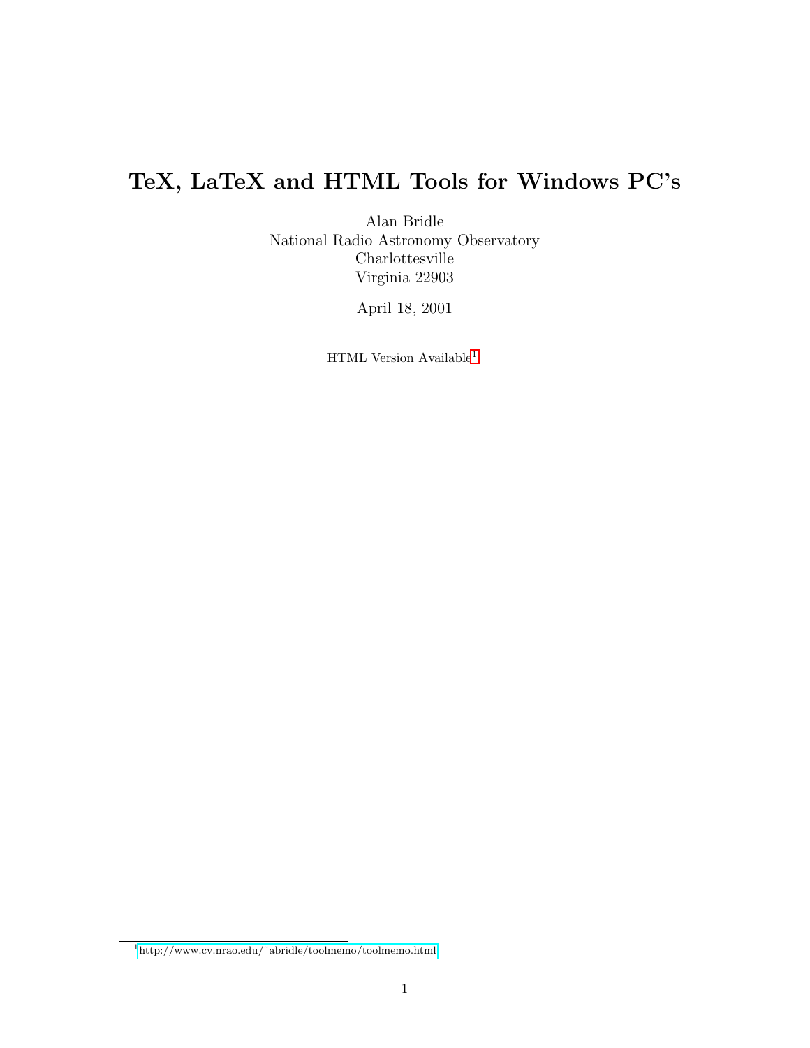# TeX, LaTeX and HTML Tools for Windows PC's

Alan Bridle
National Radio Astronomy Observatory
Charlottesville
Virginia 22903

April 18, 2001

HTML Version Available[1]

---

[1] http://www.cv.nrao.edu/~abridle/toolmemo/toolmemo.html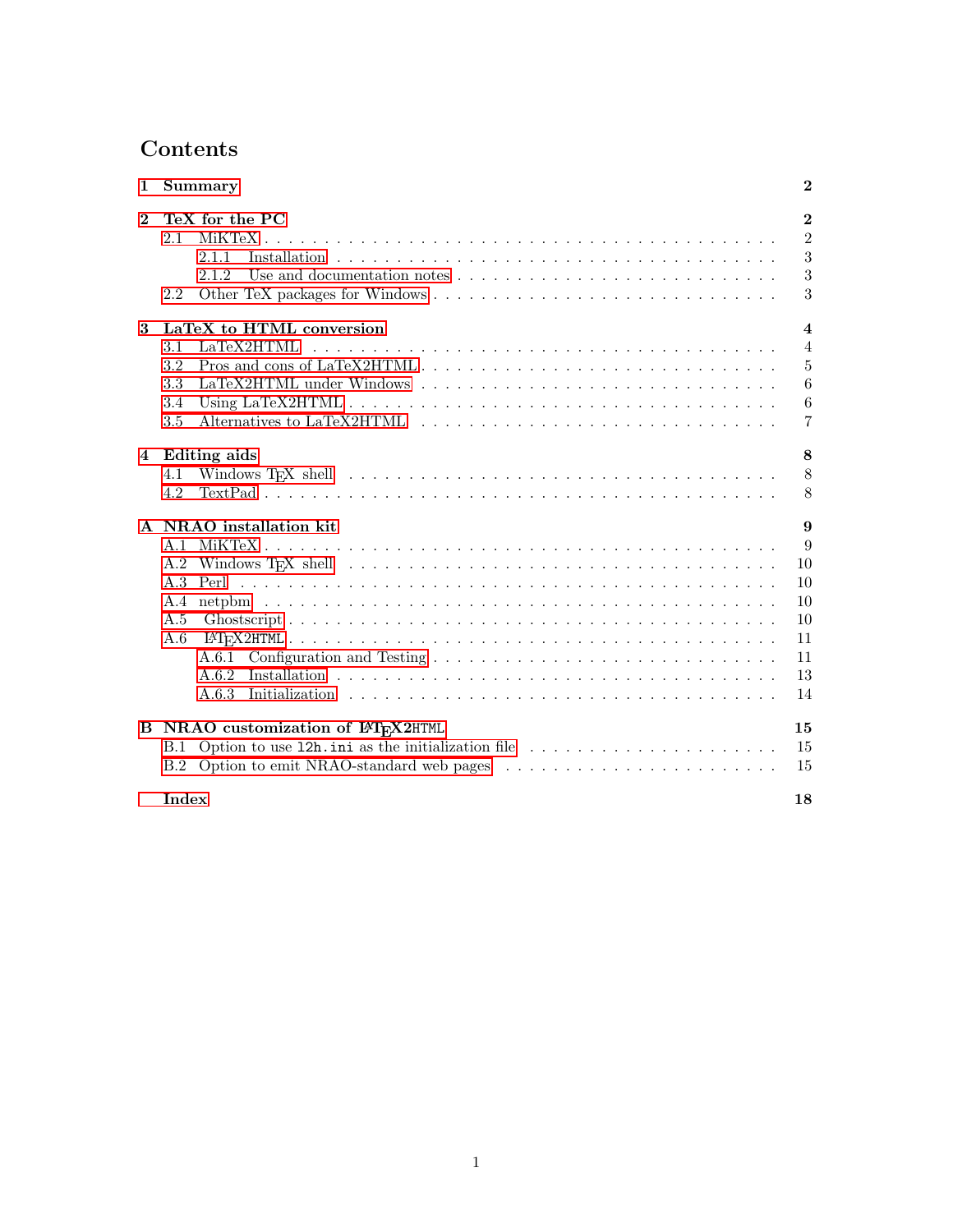# Contents

**1 Summary** **2**

**2 TeX for the PC** **2**

- 2.1 MiKTeX . . . . . . . . . . 2
  - 2.1.1 Installation . . . . . . . . . . 3
  - 2.1.2 Use and documentation notes . . . . . . . . . . 3
- 2.2 Other TeX packages for Windows . . . . . . . . . . 3

**3 LaTeX to HTML conversion** **4**

- 3.1 LaTeX2HTML . . . . . . . . . . 4
- 3.2 Pros and cons of LaTeX2HTML . . . . . . . . . . 5
- 3.3 LaTeX2HTML under Windows . . . . . . . . . . 6
- 3.4 Using LaTeX2HTML . . . . . . . . . . 6
- 3.5 Alternatives to LaTeX2HTML . . . . . . . . . . 7

**4 Editing aids** **8**

- 4.1 Windows TEX shell . . . . . . . . . . 8
- 4.2 TextPad . . . . . . . . . . 8

**A NRAO installation kit** **9**

- A.1 MiKTeX . . . . . . . . . . 9
- A.2 Windows TEX shell . . . . . . . . . . 10
- A.3 Perl . . . . . . . . . . 10
- A.4 netpbm . . . . . . . . . . 10
- A.5 Ghostscript . . . . . . . . . . 10
- A.6 LATEX2HTML . . . . . . . . . . 11
  - A.6.1 Configuration and Testing . . . . . . . . . . 11
  - A.6.2 Installation . . . . . . . . . . 13
  - A.6.3 Initialization . . . . . . . . . . 14

**B NRAO customization of LATEX2HTML** **15**

- B.1 Option to use `l2h.ini` as the initialization file . . . . . . . . . . 15
- B.2 Option to emit NRAO-standard web pages . . . . . . . . . . 15

**Index** **18**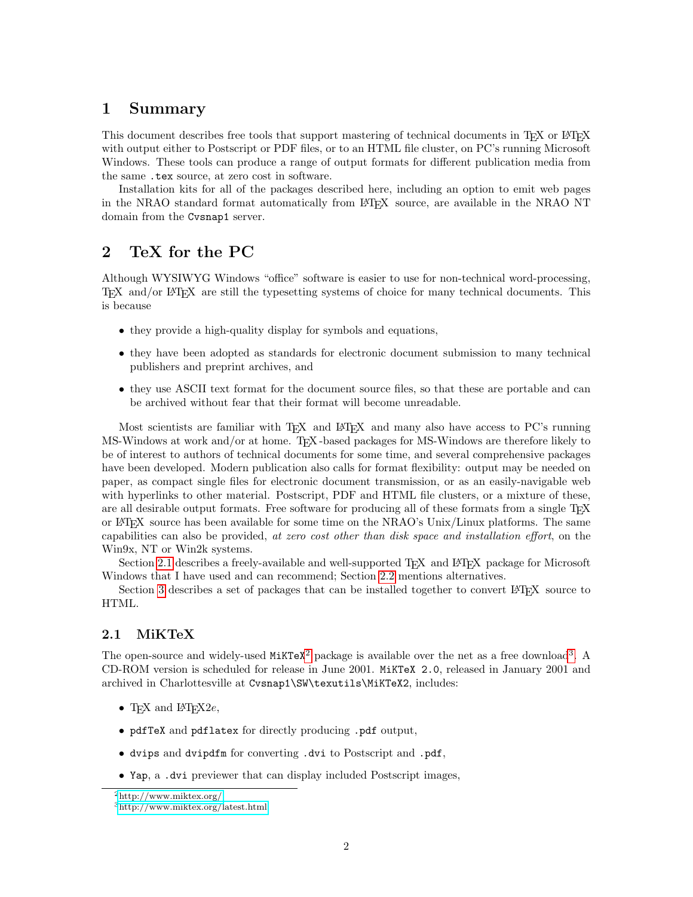# 1 Summary

This document describes free tools that support mastering of technical documents in TEX or LATEX with output either to Postscript or PDF files, or to an HTML file cluster, on PC's running Microsoft Windows. These tools can produce a range of output formats for different publication media from the same `.tex` source, at zero cost in software.

Installation kits for all of the packages described here, including an option to emit web pages in the NRAO standard format automatically from LATEX source, are available in the NRAO NT domain from the `Cvsnap1` server.

# 2 TeX for the PC

Although WYSIWYG Windows "office" software is easier to use for non-technical word-processing, TEX and/or LATEX are still the typesetting systems of choice for many technical documents. This is because

- they provide a high-quality display for symbols and equations,
- they have been adopted as standards for electronic document submission to many technical publishers and preprint archives, and
- they use ASCII text format for the document source files, so that these are portable and can be archived without fear that their format will become unreadable.

Most scientists are familiar with TEX and LATEX and many also have access to PC's running MS-Windows at work and/or at home. TEX-based packages for MS-Windows are therefore likely to be of interest to authors of technical documents for some time, and several comprehensive packages have been developed. Modern publication also calls for format flexibility: output may be needed on paper, as compact single files for electronic document transmission, or as an easily-navigable web with hyperlinks to other material. Postscript, PDF and HTML file clusters, or a mixture of these, are all desirable output formats. Free software for producing all of these formats from a single TEX or LATEX source has been available for some time on the NRAO's Unix/Linux platforms. The same capabilities can also be provided, *at zero cost other than disk space and installation effort*, on the Win9x, NT or Win2k systems.

Section 2.1 describes a freely-available and well-supported TEX and LATEX package for Microsoft Windows that I have used and can recommend; Section 2.2 mentions alternatives.

Section 3 describes a set of packages that can be installed together to convert LATEX source to HTML.

## 2.1 MiKTeX

The open-source and widely-used `MiKTeX`[2] package is available over the net as a free download[3]. A CD-ROM version is scheduled for release in June 2001. `MiKTeX 2.0`, released in January 2001 and archived in Charlottesville at `Cvsnap1\SW\texutils\MiKTeX2`, includes:

- TEX and LATEX2*e*,
- `pdfTeX` and `pdflatex` for directly producing `.pdf` output,
- `dvips` and `dvipdfm` for converting `.dvi` to Postscript and `.pdf`,
- `Yap`, a `.dvi` previewer that can display included Postscript images,

[2] http://www.miktex.org/

[3] http://www.miktex.org/latest.html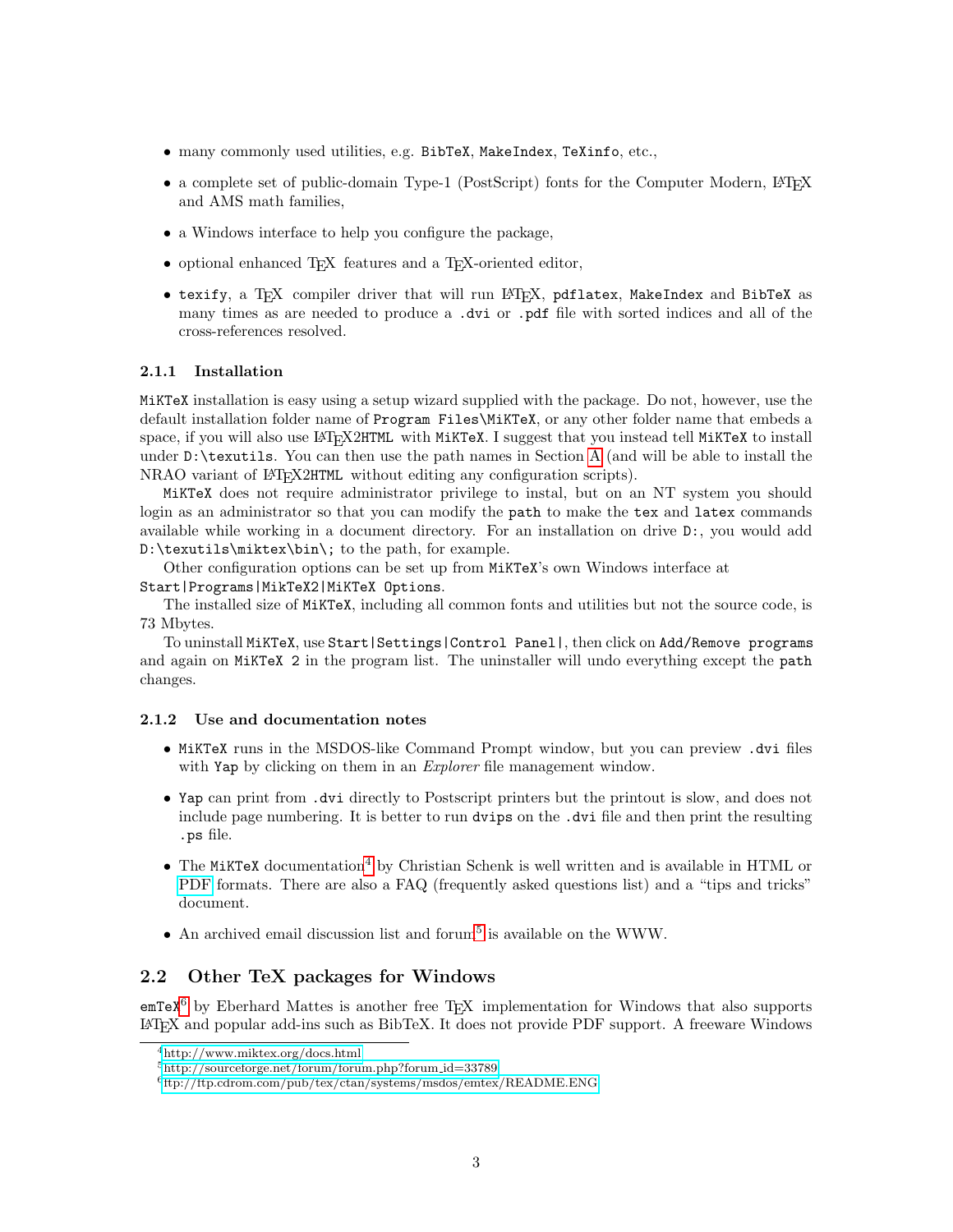- many commonly used utilities, e.g. `BibTeX`, `MakeIndex`, `TeXinfo`, etc.,
- a complete set of public-domain Type-1 (PostScript) fonts for the Computer Modern, LaTeX and AMS math families,
- a Windows interface to help you configure the package,
- optional enhanced TeX features and a TeX-oriented editor,
- `texify`, a TeX compiler driver that will run LaTeX, `pdflatex`, `MakeIndex` and `BibTeX` as many times as are needed to produce a `.dvi` or `.pdf` file with sorted indices and all of the cross-references resolved.

### 2.1.1 Installation

`MiKTeX` installation is easy using a setup wizard supplied with the package. Do not, however, use the default installation folder name of `Program Files\MiKTeX`, or any other folder name that embeds a space, if you will also use LaTeX2HTML with `MiKTeX`. I suggest that you instead tell `MiKTeX` to install under `D:\texutils`. You can then use the path names in Section A (and will be able to install the NRAO variant of LaTeX2HTML without editing any configuration scripts).

`MiKTeX` does not require administrator privilege to instal, but on an NT system you should login as an administrator so that you can modify the `path` to make the `tex` and `latex` commands available while working in a document directory. For an installation on drive `D:`, you would add `D:\texutils\miktex\bin\;` to the path, for example.

Other configuration options can be set up from `MiKTeX`'s own Windows interface at `Start|Programs|MikTeX2|MiKTeX Options`.

The installed size of `MiKTeX`, including all common fonts and utilities but not the source code, is 73 Mbytes.

To uninstall `MiKTeX`, use `Start|Settings|Control Panel|`, then click on `Add/Remove programs` and again on `MiKTeX 2` in the program list. The uninstaller will undo everything except the `path` changes.

### 2.1.2 Use and documentation notes

- `MiKTeX` runs in the MSDOS-like Command Prompt window, but you can preview `.dvi` files with `Yap` by clicking on them in an *Explorer* file management window.
- `Yap` can print from `.dvi` directly to Postscript printers but the printout is slow, and does not include page numbering. It is better to run `dvips` on the `.dvi` file and then print the resulting `.ps` file.
- The `MiKTeX` documentation[4] by Christian Schenk is well written and is available in HTML or PDF formats. There are also a FAQ (frequently asked questions list) and a "tips and tricks" document.
- An archived email discussion list and forum[5] is available on the WWW.

## 2.2 Other TeX packages for Windows

`emTeX`[6] by Eberhard Mattes is another free TeX implementation for Windows that also supports LaTeX and popular add-ins such as BibTeX. It does not provide PDF support. A freeware Windows

---

[4] http://www.miktex.org/docs.html

[5] http://sourceforge.net/forum/forum.php?forum_id=33789

[6] ftp://ftp.cdrom.com/pub/tex/ctan/systems/msdos/emtex/README.ENG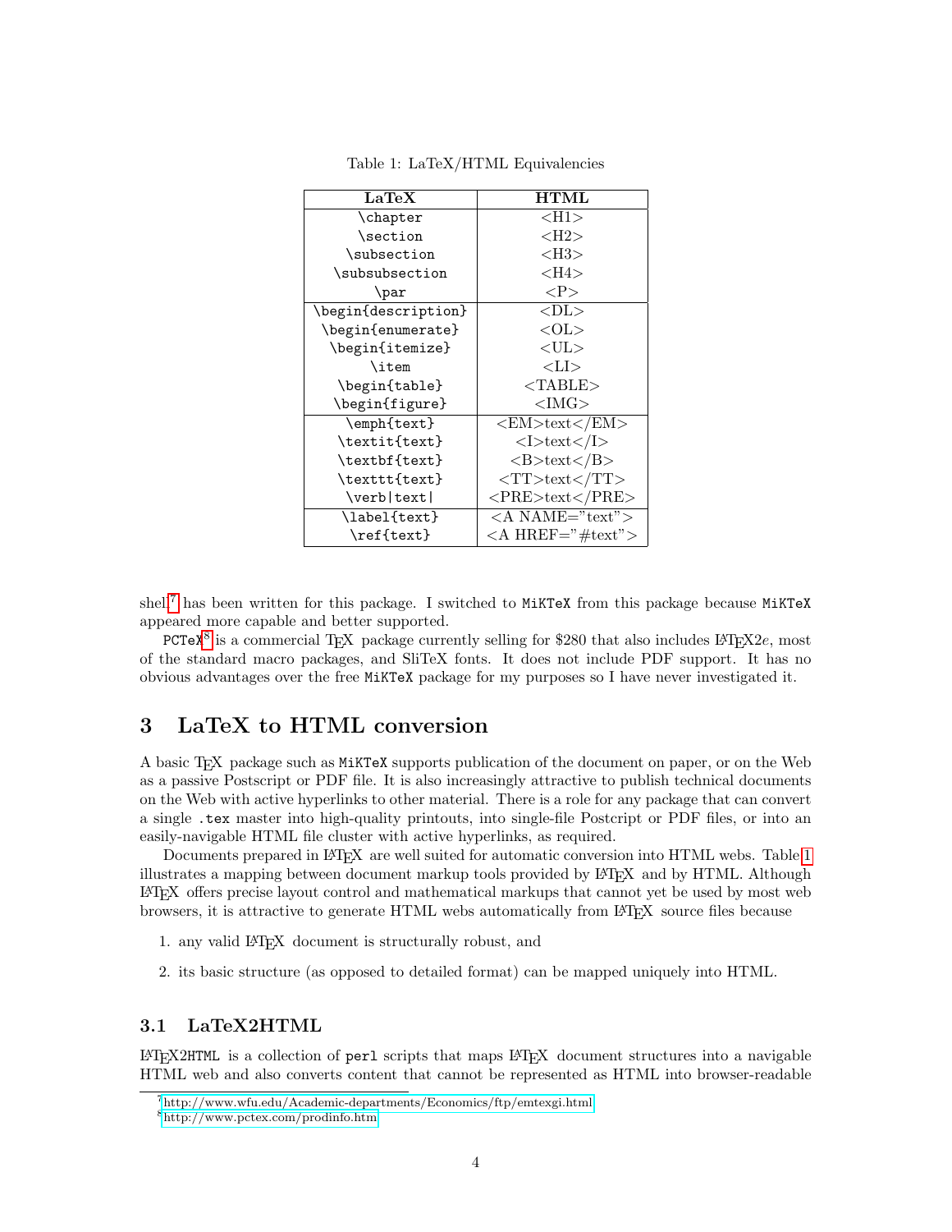Table 1: LaTeX/HTML Equivalencies

| LaTeX | HTML |
|---|---|
| `\chapter` | <H1> |
| `\section` | <H2> |
| `\subsection` | <H3> |
| `\subsubsection` | <H4> |
| `\par` | <P> |
| `\begin{description}` | <DL> |
| `\begin{enumerate}` | <OL> |
| `\begin{itemize}` | <UL> |
| `\item` | <LI> |
| `\begin{table}` | <TABLE> |
| `\begin{figure}` | <IMG> |
| `\emph{text}` | <EM>text</EM> |
| `\textit{text}` | <I>text</I> |
| `\textbf{text}` | <B>text</B> |
| `\texttt{text}` | <TT>text</TT> |
| `\verb\|text\|` | <PRE>text</PRE> |
| `\label{text}` | <A NAME="text"> |
| `\ref{text}` | <A HREF="#text"> |

shell[7] has been written for this package. I switched to `MiKTeX` from this package because `MiKTeX` appeared more capable and better supported.

`PCTeX`[8] is a commercial TeX package currently selling for $280 that also includes LaTeX2*e*, most of the standard macro packages, and SliTeX fonts. It does not include PDF support. It has no obvious advantages over the free `MiKTeX` package for my purposes so I have never investigated it.

# 3 LaTeX to HTML conversion

A basic TeX package such as `MiKTeX` supports publication of the document on paper, or on the Web as a passive Postscript or PDF file. It is also increasingly attractive to publish technical documents on the Web with active hyperlinks to other material. There is a role for any package that can convert a single `.tex` master into high-quality printouts, into single-file Postscript or PDF files, or into an easily-navigable HTML file cluster with active hyperlinks, as required.

Documents prepared in LaTeX are well suited for automatic conversion into HTML webs. Table 1 illustrates a mapping between document markup tools provided by LaTeX and by HTML. Although LaTeX offers precise layout control and mathematical markups that cannot yet be used by most web browsers, it is attractive to generate HTML webs automatically from LaTeX source files because

1. any valid LaTeX document is structurally robust, and

2. its basic structure (as opposed to detailed format) can be mapped uniquely into HTML.

## 3.1 LaTeX2HTML

LaTeX`2HTML` is a collection of `perl` scripts that maps LaTeX document structures into a navigable HTML web and also converts content that cannot be represented as HTML into browser-readable

[7] http://www.wfu.edu/Academic-departments/Economics/ftp/emtexgi.html

[8] http://www.pctex.com/prodinfo.htm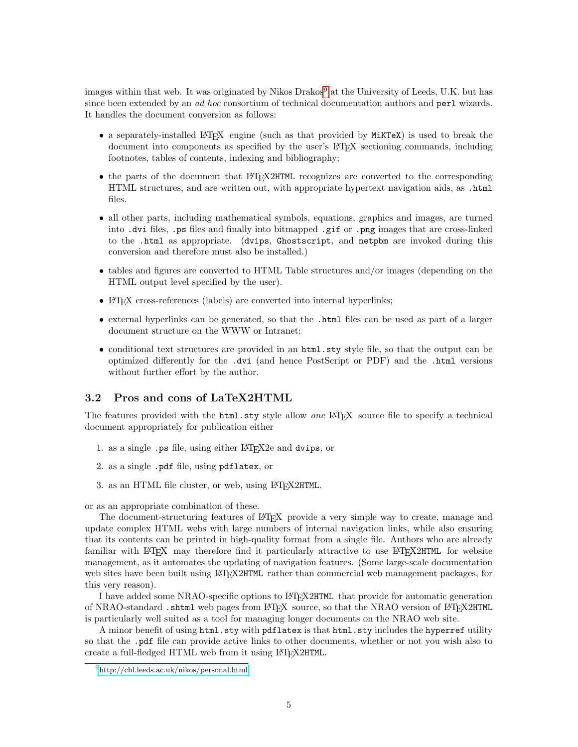images within that web. It was originated by Nikos Drakos[9] at the University of Leeds, U.K. but has since been extended by an *ad hoc* consortium of technical documentation authors and `perl` wizards. It handles the document conversion as follows:

- a separately-installed LaTeX engine (such as that provided by `MiKTeX`) is used to break the document into components as specified by the user's LaTeX sectioning commands, including footnotes, tables of contents, indexing and bibliography;
- the parts of the document that LaTeX2HTML recognizes are converted to the corresponding HTML structures, and are written out, with appropriate hypertext navigation aids, as `.html` files.
- all other parts, including mathematical symbols, equations, graphics and images, are turned into `.dvi` files, `.ps` files and finally into bitmapped `.gif` or `.png` images that are cross-linked to the `.html` as appropriate. (`dvips`, `Ghostscript`, and `netpbm` are invoked during this conversion and therefore must also be installed.)
- tables and figures are converted to HTML Table structures and/or images (depending on the HTML output level specified by the user).
- LaTeX cross-references (labels) are converted into internal hyperlinks;
- external hyperlinks can be generated, so that the `.html` files can be used as part of a larger document structure on the WWW or Intranet;
- conditional text structures are provided in an `html.sty` style file, so that the output can be optimized differently for the `.dvi` (and hence PostScript or PDF) and the `.html` versions without further effort by the author.

## 3.2 Pros and cons of LaTeX2HTML

The features provided with the `html.sty` style allow *one* LaTeX source file to specify a technical document appropriately for publication either

1. as a single `.ps` file, using either LaTeX2e and `dvips`, or
2. as a single `.pdf` file, using `pdflatex`, or
3. as an HTML file cluster, or web, using LaTeX2HTML.

or as an appropriate combination of these.

The document-structuring features of LaTeX provide a very simple way to create, manage and update complex HTML webs with large numbers of internal navigation links, while also ensuring that its contents can be printed in high-quality format from a single file. Authors who are already familiar with LaTeX may therefore find it particularly attractive to use LaTeX2HTML for website management, as it automates the updating of navigation features. (Some large-scale documentation web sites have been built using LaTeX2HTML rather than commercial web management packages, for this very reason).

I have added some NRAO-specific options to LaTeX2HTML that provide for automatic generation of NRAO-standard `.shtml` web pages from LaTeX source, so that the NRAO version of LaTeX2HTML is particularly well suited as a tool for managing longer documents on the NRAO web site.

A minor benefit of using `html.sty` with `pdflatex` is that `html.sty` includes the `hyperref` utility so that the `.pdf` file can provide active links to other documents, whether or not you wish also to create a full-fledged HTML web from it using LaTeX2HTML.

[9] http://cbl.leeds.ac.uk/nikos/personal.html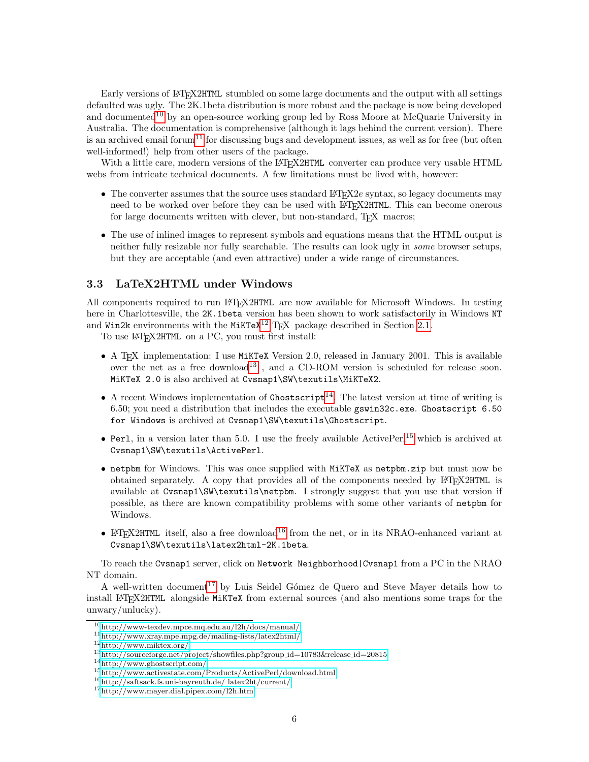Early versions of LaTeX2HTML stumbled on some large documents and the output with all settings defaulted was ugly. The 2K.1beta distribution is more robust and the package is now being developed and documented[10] by an open-source working group led by Ross Moore at McQuarie University in Australia. The documentation is comprehensive (although it lags behind the current version). There is an archived email forum[11] for discussing bugs and development issues, as well as for free (but often well-informed!) help from other users of the package.

With a little care, modern versions of the LaTeX2HTML converter can produce very usable HTML webs from intricate technical documents. A few limitations must be lived with, however:

- The converter assumes that the source uses standard LaTeX2*e* syntax, so legacy documents may need to be worked over before they can be used with LaTeX2HTML. This can become onerous for large documents written with clever, but non-standard, TeX macros;
- The use of inlined images to represent symbols and equations means that the HTML output is neither fully resizable nor fully searchable. The results can look ugly in *some* browser setups, but they are acceptable (and even attractive) under a wide range of circumstances.

## 3.3 LaTeX2HTML under Windows

All components required to run LaTeX2HTML are now available for Microsoft Windows. In testing here in Charlottesville, the `2K.1beta` version has been shown to work satisfactorily in Windows `NT` and `Win2k` environments with the `MiKTeX`[12] TeX package described in Section 2.1.

To use LaTeX2HTML on a PC, you must first install:

- A TeX implementation: I use `MiKTeX` Version 2.0, released in January 2001. This is available over the net as a free download[13], and a CD-ROM version is scheduled for release soon. `MiKTeX 2.0` is also archived at `Cvsnap1\SW\texutils\MiKTeX2`.
- A recent Windows implementation of `Ghostscript`[14]. The latest version at time of writing is 6.50; you need a distribution that includes the executable `gswin32c.exe`. `Ghostscript 6.50 for Windows` is archived at `Cvsnap1\SW\texutils\Ghostscript`.
- `Perl`, in a version later than 5.0. I use the freely available ActivePerl[15] which is archived at `Cvsnap1\SW\texutils\ActivePerl`.
- `netpbm` for Windows. This was once supplied with `MiKTeX` as `netpbm.zip` but must now be obtained separately. A copy that provides all of the components needed by LaTeX2HTML is available at `Cvsnap1\SW\texutils\netpbm`. I strongly suggest that you use that version if possible, as there are known compatibility problems with some other variants of `netpbm` for Windows.
- LaTeX2HTML itself, also a free download[16] from the net, or in its NRAO-enhanced variant at `Cvsnap1\SW\texutils\latex2html-2K.1beta`.

To reach the `Cvsnap1` server, click on `Network Neighborhood|Cvsnap1` from a PC in the NRAO NT domain.

A well-written document[17] by Luis Seidel Gómez de Quero and Steve Mayer details how to install LaTeX2HTML alongside `MiKTeX` from external sources (and also mentions some traps for the unwary/unlucky).

---

[10] http://www-texdev.mpce.mq.edu.au/l2h/docs/manual/
[11] http://www.xray.mpe.mpg.de/mailing-lists/latex2html/
[12] http://www.miktex.org/
[13] http://sourceforge.net/project/showfiles.php?group_id=10783&release_id=20815
[14] http://www.ghostscript.com/
[15] http://www.activestate.com/Products/ActivePerl/download.html
[16] http://saftsack.fs.uni-bayreuth.de/ latex2ht/current/
[17] http://www.mayer.dial.pipex.com/l2h.htm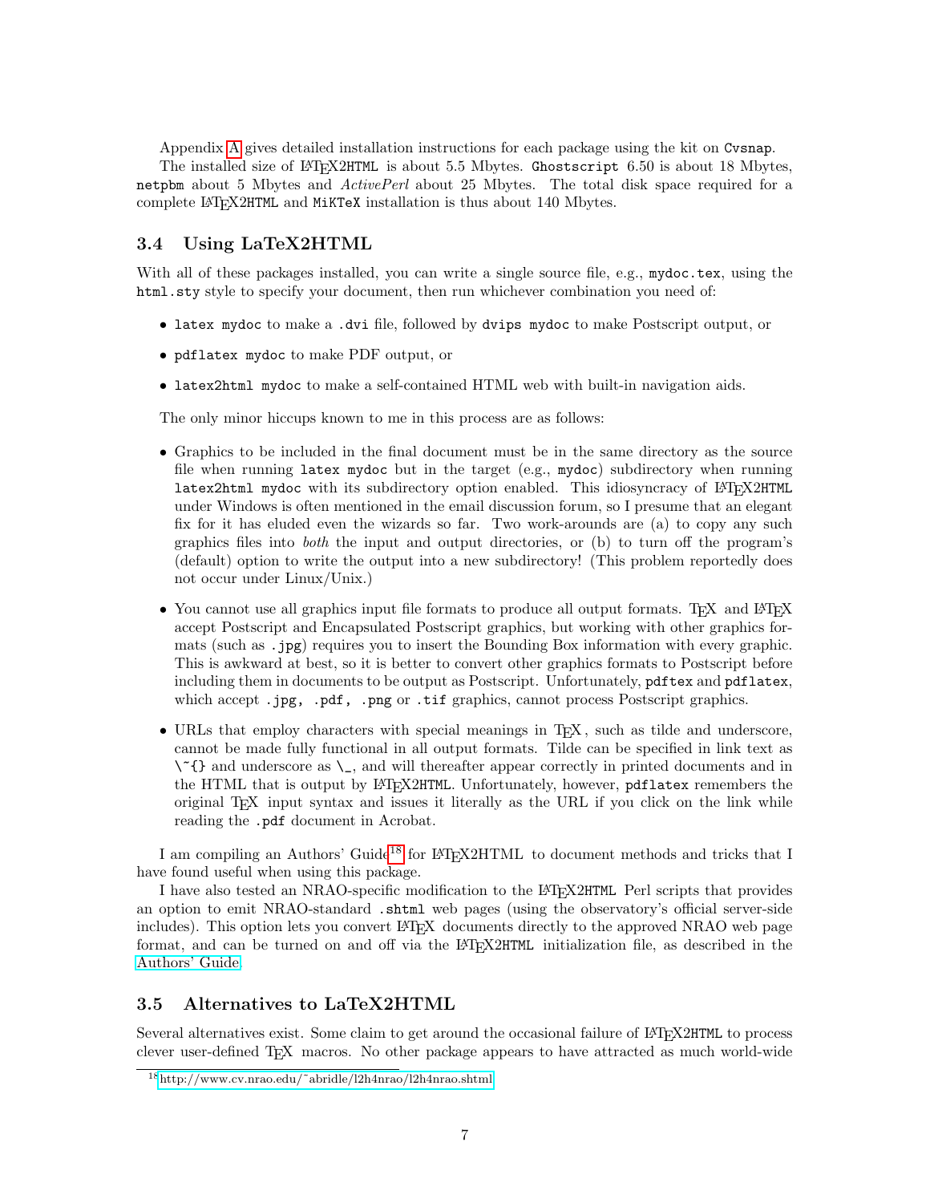Appendix A gives detailed installation instructions for each package using the kit on `Cvsnap`.

The installed size of LaTeX2HTML is about 5.5 Mbytes. `Ghostscript` 6.50 is about 18 Mbytes, `netpbm` about 5 Mbytes and *ActivePerl* about 25 Mbytes. The total disk space required for a complete LaTeX2HTML and `MiKTeX` installation is thus about 140 Mbytes.

### 3.4 Using LaTeX2HTML

With all of these packages installed, you can write a single source file, e.g., `mydoc.tex`, using the `html.sty` style to specify your document, then run whichever combination you need of:

- `latex mydoc` to make a `.dvi` file, followed by `dvips mydoc` to make Postscript output, or
- `pdflatex mydoc` to make PDF output, or
- `latex2html mydoc` to make a self-contained HTML web with built-in navigation aids.

The only minor hiccups known to me in this process are as follows:

- Graphics to be included in the final document must be in the same directory as the source file when running `latex mydoc` but in the target (e.g., `mydoc`) subdirectory when running `latex2html mydoc` with its subdirectory option enabled. This idiosyncracy of LaTeX2HTML under Windows is often mentioned in the email discussion forum, so I presume that an elegant fix for it has eluded even the wizards so far. Two work-arounds are (a) to copy any such graphics files into *both* the input and output directories, or (b) to turn off the program's (default) option to write the output into a new subdirectory! (This problem reportedly does not occur under Linux/Unix.)
- You cannot use all graphics input file formats to produce all output formats. TeX and LaTeX accept Postscript and Encapsulated Postscript graphics, but working with other graphics formats (such as `.jpg`) requires you to insert the Bounding Box information with every graphic. This is awkward at best, so it is better to convert other graphics formats to Postscript before including them in documents to be output as Postscript. Unfortunately, `pdftex` and `pdflatex`, which accept `.jpg, .pdf, .png` or `.tif` graphics, cannot process Postscript graphics.
- URLs that employ characters with special meanings in TeX, such as tilde and underscore, cannot be made fully functional in all output formats. Tilde can be specified in link text as `\~{}` and underscore as `\_`, and will thereafter appear correctly in printed documents and in the HTML that is output by LaTeX2HTML. Unfortunately, however, `pdflatex` remembers the original TeX input syntax and issues it literally as the URL if you click on the link while reading the `.pdf` document in Acrobat.

I am compiling an Authors' Guide[18] for LaTeX2HTML to document methods and tricks that I have found useful when using this package.

I have also tested an NRAO-specific modification to the LaTeX2HTML Perl scripts that provides an option to emit NRAO-standard `.shtml` web pages (using the observatory's official server-side includes). This option lets you convert LaTeX documents directly to the approved NRAO web page format, and can be turned on and off via the LaTeX2HTML initialization file, as described in the Authors' Guide.

### 3.5 Alternatives to LaTeX2HTML

Several alternatives exist. Some claim to get around the occasional failure of LaTeX2HTML to process clever user-defined TeX macros. No other package appears to have attracted as much world-wide

[18] http://www.cv.nrao.edu/~abridle/l2h4nrao/l2h4nrao.shtml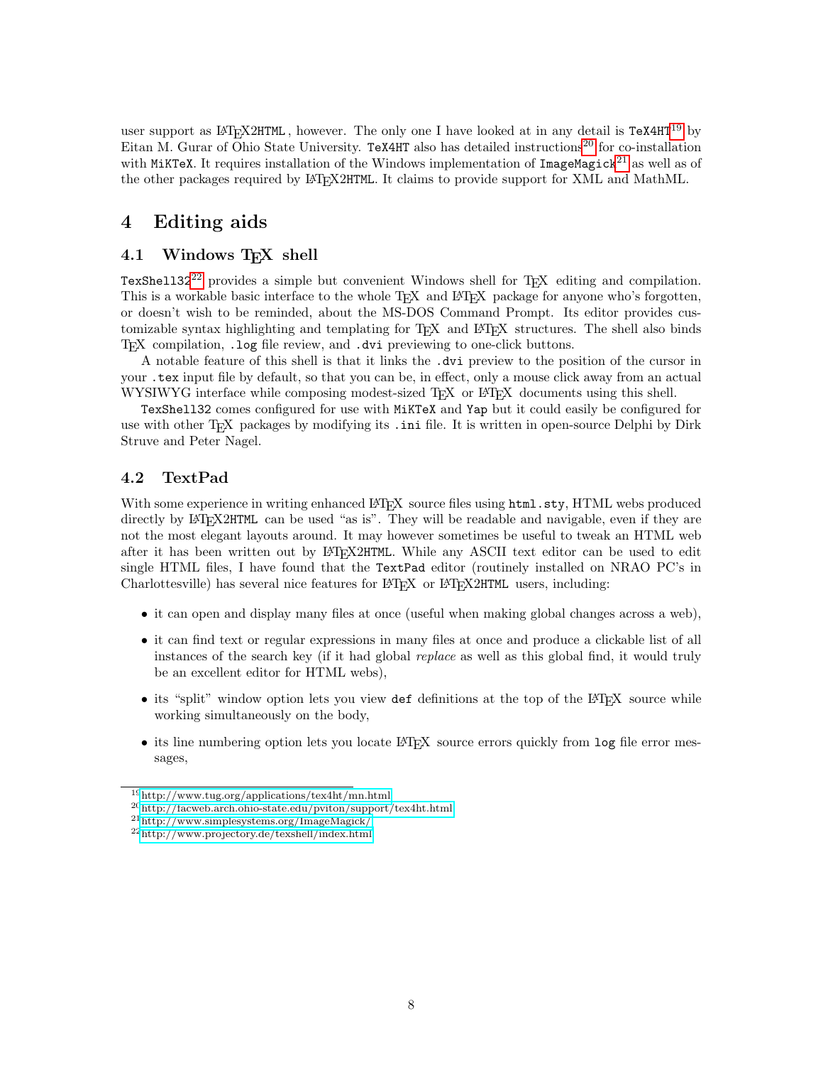user support as LaTeX2HTML , however. The only one I have looked at in any detail is `TeX4HT`[19] by Eitan M. Gurar of Ohio State University. `TeX4HT` also has detailed instructions[20] for co-installation with `MiKTeX`. It requires installation of the Windows implementation of `ImageMagick`[21] as well as of the other packages required by LaTeX2HTML. It claims to provide support for XML and MathML.

# 4 Editing aids

## 4.1 Windows TeX shell

`TexShell32`[22] provides a simple but convenient Windows shell for TeX editing and compilation. This is a workable basic interface to the whole TeX and LaTeX package for anyone who's forgotten, or doesn't wish to be reminded, about the MS-DOS Command Prompt. Its editor provides customizable syntax highlighting and templating for TeX and LaTeX structures. The shell also binds TeX compilation, `.log` file review, and `.dvi` previewing to one-click buttons.

A notable feature of this shell is that it links the `.dvi` preview to the position of the cursor in your `.tex` input file by default, so that you can be, in effect, only a mouse click away from an actual WYSIWYG interface while composing modest-sized TeX or LaTeX documents using this shell.

`TexShell32` comes configured for use with `MiKTeX` and `Yap` but it could easily be configured for use with other TeX packages by modifying its `.ini` file. It is written in open-source Delphi by Dirk Struve and Peter Nagel.

## 4.2 TextPad

With some experience in writing enhanced LaTeX source files using `html.sty`, HTML webs produced directly by LaTeX2HTML can be used "as is". They will be readable and navigable, even if they are not the most elegant layouts around. It may however sometimes be useful to tweak an HTML web after it has been written out by LaTeX2HTML. While any ASCII text editor can be used to edit single HTML files, I have found that the `TextPad` editor (routinely installed on NRAO PC's in Charlottesville) has several nice features for LaTeX or LaTeX2HTML users, including:

- it can open and display many files at once (useful when making global changes across a web),
- it can find text or regular expressions in many files at once and produce a clickable list of all instances of the search key (if it had global *replace* as well as this global find, it would truly be an excellent editor for HTML webs),
- its "split" window option lets you view `def` definitions at the top of the LaTeX source while working simultaneously on the body,
- its line numbering option lets you locate LaTeX source errors quickly from `log` file error messages,

[19] http://www.tug.org/applications/tex4ht/mn.html
[20] http://facweb.arch.ohio-state.edu/pviton/support/tex4ht.html
[21] http://www.simplesystems.org/ImageMagick/
[22] http://www.projectory.de/texshell/index.html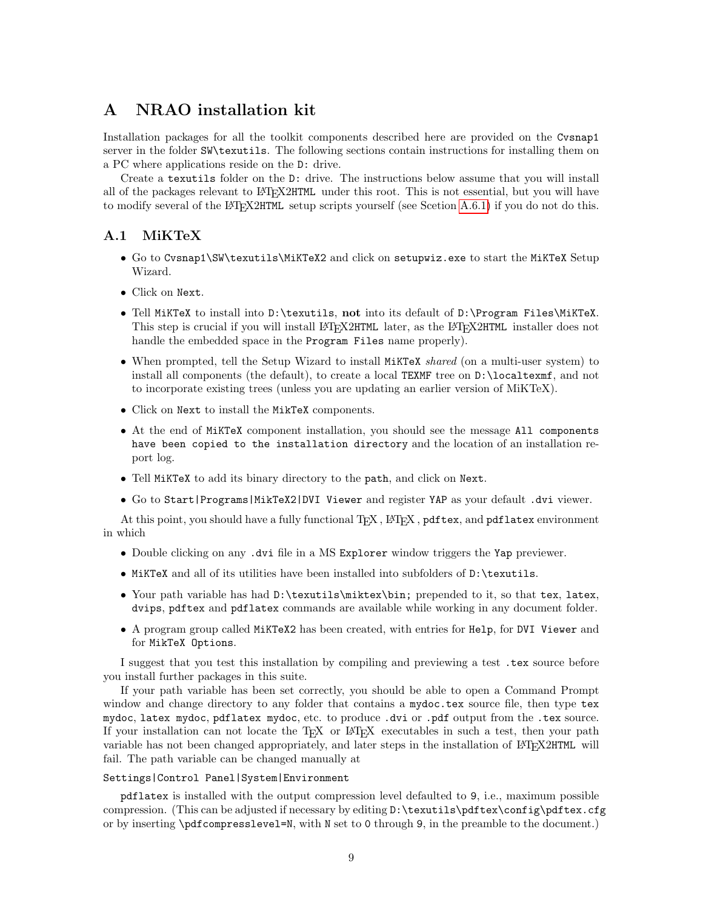# A NRAO installation kit

Installation packages for all the toolkit components described here are provided on the `Cvsnap1` server in the folder `SW\texutils`. The following sections contain instructions for installing them on a PC where applications reside on the `D:` drive.

Create a `texutils` folder on the `D:` drive. The instructions below assume that you will install all of the packages relevant to LaTeX2`HTML` under this root. This is not essential, but you will have to modify several of the LaTeX2`HTML` setup scripts yourself (see Scetion A.6.1) if you do not do this.

## A.1 MiKTeX

- Go to `Cvsnap1\SW\texutils\MiKTeX2` and click on `setupwiz.exe` to start the `MiKTeX` Setup Wizard.
- Click on `Next`.
- Tell `MiKTeX` to install into `D:\texutils`, **not** into its default of `D:\Program Files\MiKTeX`. This step is crucial if you will install LaTeX2`HTML` later, as the LaTeX2`HTML` installer does not handle the embedded space in the `Program Files` name properly).
- When prompted, tell the Setup Wizard to install `MiKTeX` *shared* (on a multi-user system) to install all components (the default), to create a local `TEXMF` tree on `D:\localtexmf`, and not to incorporate existing trees (unless you are updating an earlier version of MiKTeX).
- Click on `Next` to install the `MikTeX` components.
- At the end of `MiKTeX` component installation, you should see the message `All components have been copied to the installation directory` and the location of an installation report log.
- Tell `MiKTeX` to add its binary directory to the `path`, and click on `Next`.
- Go to `Start|Programs|MikTeX2|DVI Viewer` and register `YAP` as your default `.dvi` viewer.

At this point, you should have a fully functional TeX , LaTeX , `pdftex`, and `pdflatex` environment in which

- Double clicking on any `.dvi` file in a MS `Explorer` window triggers the `Yap` previewer.
- `MiKTeX` and all of its utilities have been installed into subfolders of `D:\texutils`.
- Your path variable has had `D:\texutils\miktex\bin;` prepended to it, so that `tex`, `latex`, `dvips`, `pdftex` and `pdflatex` commands are available while working in any document folder.
- A program group called `MiKTeX2` has been created, with entries for `Help`, for `DVI Viewer` and for `MikTeX Options`.

I suggest that you test this installation by compiling and previewing a test `.tex` source before you install further packages in this suite.

If your path variable has been set correctly, you should be able to open a Command Prompt window and change directory to any folder that contains a `mydoc.tex` source file, then type `tex mydoc`, `latex mydoc`, `pdflatex mydoc`, etc. to produce `.dvi` or `.pdf` output from the `.tex` source. If your installation can not locate the TeX or LaTeX executables in such a test, then your path variable has not been changed appropriately, and later steps in the installation of LaTeX2`HTML` will fail. The path variable can be changed manually at

`Settings|Control Panel|System|Environment`

`pdflatex` is installed with the output compression level defaulted to `9`, i.e., maximum possible compression. (This can be adjusted if necessary by editing `D:\texutils\pdftex\config\pdftex.cfg` or by inserting `\pdfcompresslevel=N`, with `N` set to `0` through `9`, in the preamble to the document.)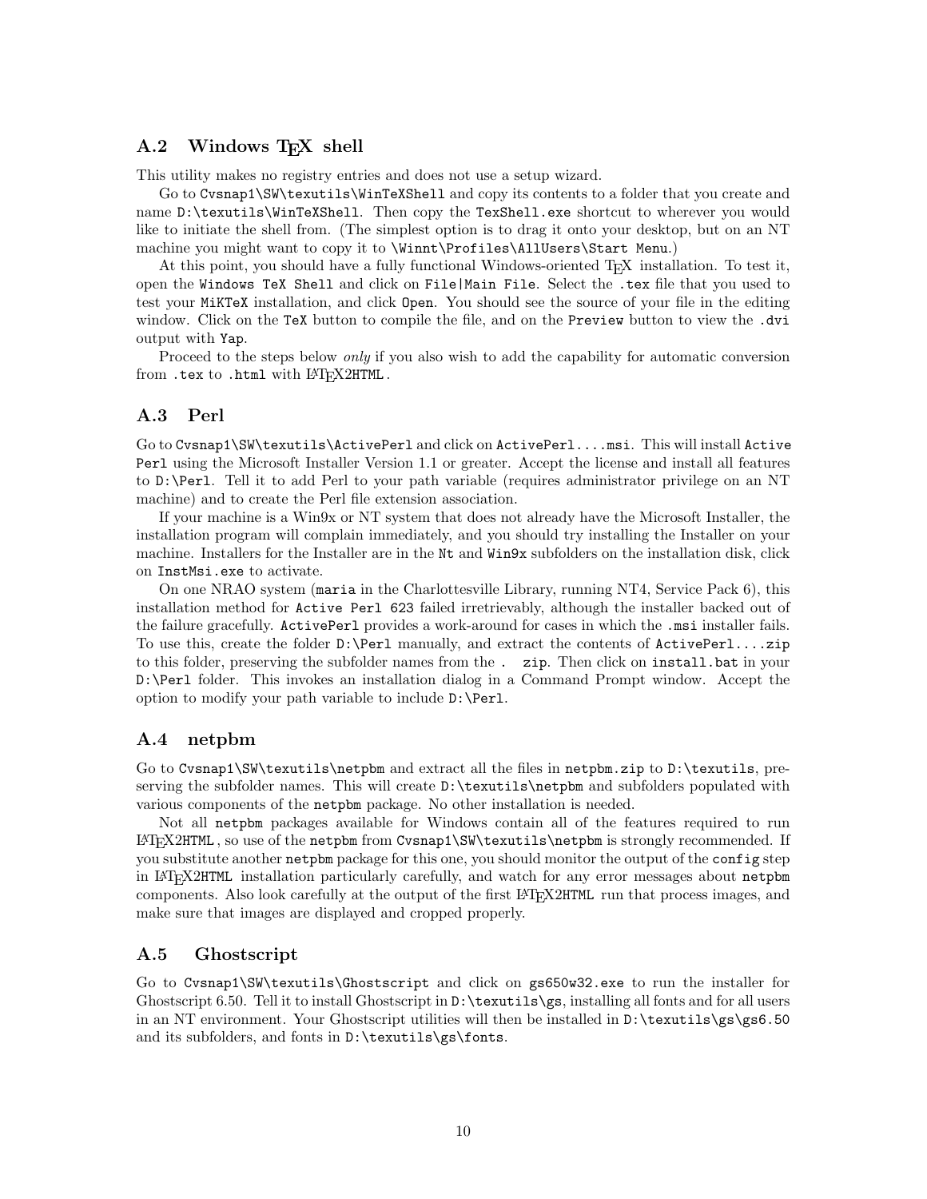## A.2 Windows TeX shell

This utility makes no registry entries and does not use a setup wizard.

Go to `Cvsnap1\SW\texutils\WinTeXShell` and copy its contents to a folder that you create and name `D:\texutils\WinTeXShell`. Then copy the `TexShell.exe` shortcut to wherever you would like to initiate the shell from. (The simplest option is to drag it onto your desktop, but on an NT machine you might want to copy it to `\Winnt\Profiles\AllUsers\Start Menu`.)

At this point, you should have a fully functional Windows-oriented TeX installation. To test it, open the `Windows TeX Shell` and click on `File|Main File`. Select the `.tex` file that you used to test your `MiKTeX` installation, and click `Open`. You should see the source of your file in the editing window. Click on the `TeX` button to compile the file, and on the `Preview` button to view the `.dvi` output with `Yap`.

Proceed to the steps below *only* if you also wish to add the capability for automatic conversion from `.tex` to `.html` with LaTeX2HTML.

## A.3 Perl

Go to `Cvsnap1\SW\texutils\ActivePerl` and click on `ActivePerl....msi`. This will install `Active Perl` using the Microsoft Installer Version 1.1 or greater. Accept the license and install all features to `D:\Perl`. Tell it to add Perl to your path variable (requires administrator privilege on an NT machine) and to create the Perl file extension association.

If your machine is a Win9x or NT system that does not already have the Microsoft Installer, the installation program will complain immediately, and you should try installing the Installer on your machine. Installers for the Installer are in the `Nt` and `Win9x` subfolders on the installation disk, click on `InstMsi.exe` to activate.

On one NRAO system (`maria` in the Charlottesville Library, running NT4, Service Pack 6), this installation method for `Active Perl 623` failed irretrievably, although the installer backed out of the failure gracefully. `ActivePerl` provides a work-around for cases in which the `.msi` installer fails. To use this, create the folder `D:\Perl` manually, and extract the contents of `ActivePerl....zip` to this folder, preserving the subfolder names from the `. zip`. Then click on `install.bat` in your `D:\Perl` folder. This invokes an installation dialog in a Command Prompt window. Accept the option to modify your path variable to include `D:\Perl`.

## A.4 netpbm

Go to `Cvsnap1\SW\texutils\netpbm` and extract all the files in `netpbm.zip` to `D:\texutils`, preserving the subfolder names. This will create `D:\texutils\netpbm` and subfolders populated with various components of the `netpbm` package. No other installation is needed.

Not all `netpbm` packages available for Windows contain all of the features required to run LaTeX2HTML, so use of the `netpbm` from `Cvsnap1\SW\texutils\netpbm` is strongly recommended. If you substitute another `netpbm` package for this one, you should monitor the output of the `config` step in LaTeX2HTML installation particularly carefully, and watch for any error messages about `netpbm` components. Also look carefully at the output of the first LaTeX2HTML run that process images, and make sure that images are displayed and cropped properly.

## A.5 Ghostscript

Go to `Cvsnap1\SW\texutils\Ghostscript` and click on `gs650w32.exe` to run the installer for Ghostscript 6.50. Tell it to install Ghostscript in `D:\texutils\gs`, installing all fonts and for all users in an NT environment. Your Ghostscript utilities will then be installed in `D:\texutils\gs\gs6.50` and its subfolders, and fonts in `D:\texutils\gs\fonts`.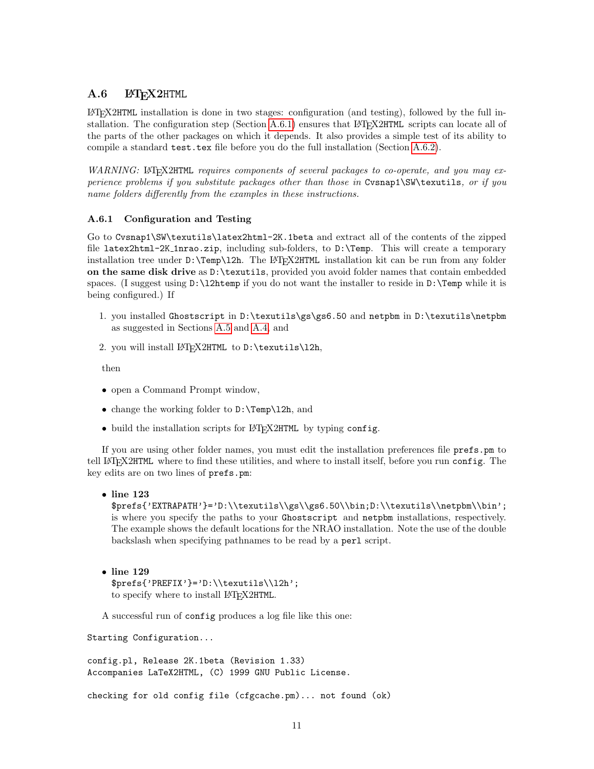## A.6 LaTeX2HTML

LaTeX2HTML installation is done in two stages: configuration (and testing), followed by the full installation. The configuration step (Section A.6.1) ensures that LaTeX2HTML scripts can locate all of the parts of the other packages on which it depends. It also provides a simple test of its ability to compile a standard `test.tex` file before you do the full installation (Section A.6.2).

*WARNING: LaTeX2HTML requires components of several packages to co-operate, and you may experience problems if you substitute packages other than those in* `Cvsnap1\SW\texutils`*, or if you name folders differently from the examples in these instructions.*

### A.6.1 Configuration and Testing

Go to `Cvsnap1\SW\texutils\latex2html-2K.1beta` and extract all of the contents of the zipped file `latex2html-2K_1nrao.zip`, including sub-folders, to `D:\Temp`. This will create a temporary installation tree under `D:\Temp\l2h`. The LaTeX2HTML installation kit can be run from any folder **on the same disk drive** as `D:\texutils`, provided you avoid folder names that contain embedded spaces. (I suggest using `D:\l2htemp` if you do not want the installer to reside in `D:\Temp` while it is being configured.) If

1. you installed `Ghostscript` in `D:\texutils\gs\gs6.50` and `netpbm` in `D:\texutils\netpbm` as suggested in Sections A.5 and A.4, and
2. you will install LaTeX2HTML to `D:\texutils\l2h`,

then

- open a Command Prompt window,
- change the working folder to `D:\Temp\l2h`, and
- build the installation scripts for LaTeX2HTML by typing `config`.

If you are using other folder names, you must edit the installation preferences file `prefs.pm` to tell LaTeX2HTML where to find these utilities, and where to install itself, before you run `config`. The key edits are on two lines of `prefs.pm`:

- **line 123**
  `$prefs{'EXTRAPATH'}='D:\\texutils\\gs\\gs6.50\\bin;D:\\texutils\\netpbm\\bin';`
  is where you specify the paths to your `Ghostscript` and `netpbm` installations, respectively. The example shows the default locations for the NRAO installation. Note the use of the double backslash when specifying pathnames to be read by a `perl` script.

- **line 129**
  `$prefs{'PREFIX'}='D:\\texutils\\l2h';`
  to specify where to install LaTeX2HTML.

A successful run of `config` produces a log file like this one:

```
Starting Configuration...

config.pl, Release 2K.1beta (Revision 1.33)
Accompanies LaTeX2HTML, (C) 1999 GNU Public License.

checking for old config file (cfgcache.pm)... not found (ok)
```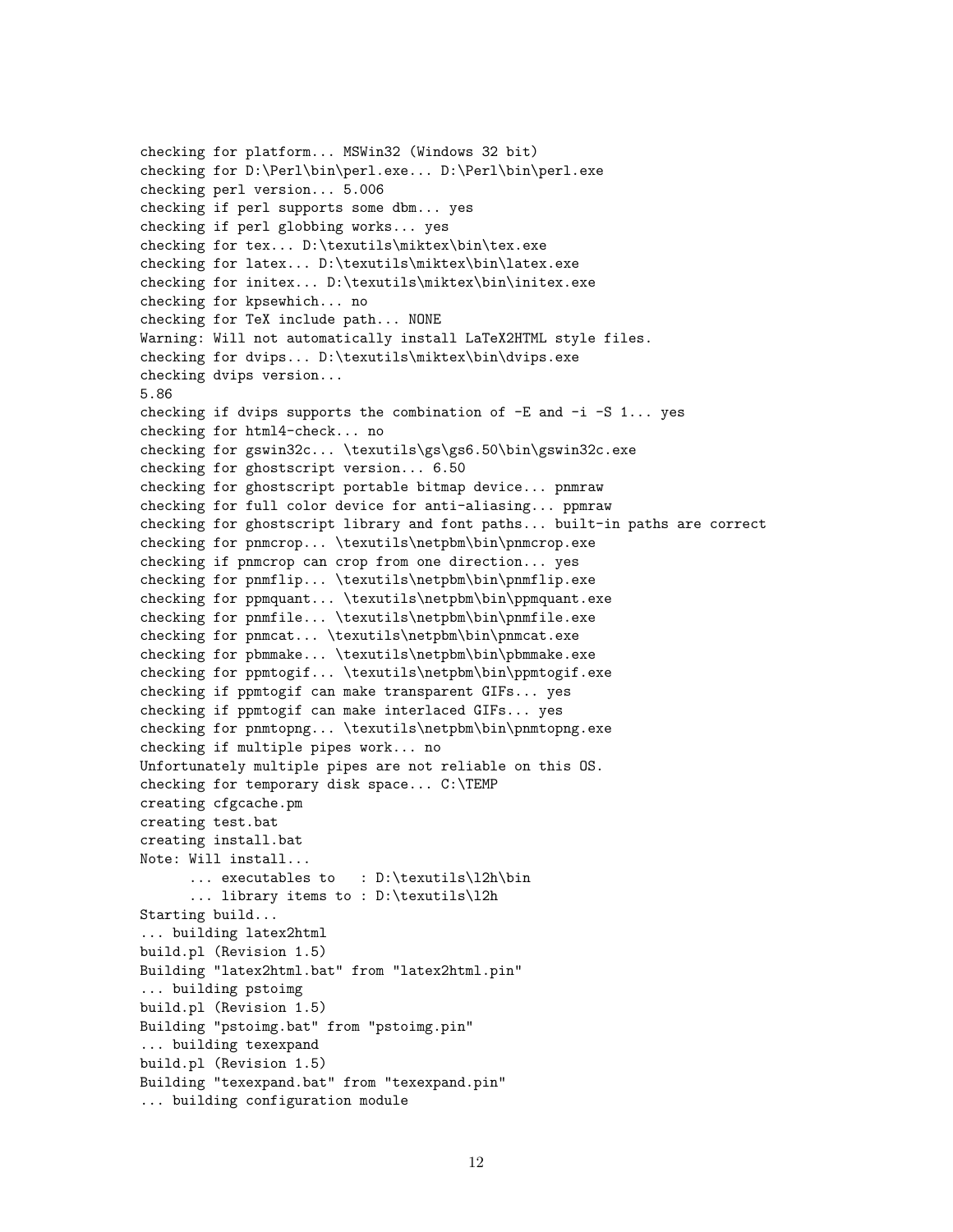```
checking for platform... MSWin32 (Windows 32 bit)
checking for D:\Perl\bin\perl.exe... D:\Perl\bin\perl.exe
checking perl version... 5.006
checking if perl supports some dbm... yes
checking if perl globbing works... yes
checking for tex... D:\texutils\miktex\bin\tex.exe
checking for latex... D:\texutils\miktex\bin\latex.exe
checking for initex... D:\texutils\miktex\bin\initex.exe
checking for kpsewhich... no
checking for TeX include path... NONE
Warning: Will not automatically install LaTeX2HTML style files.
checking for dvips... D:\texutils\miktex\bin\dvips.exe
checking dvips version...
5.86
checking if dvips supports the combination of -E and -i -S 1... yes
checking for html4-check... no
checking for gswin32c... \texutils\gs\gs6.50\bin\gswin32c.exe
checking for ghostscript version... 6.50
checking for ghostscript portable bitmap device... pnmraw
checking for full color device for anti-aliasing... ppmraw
checking for ghostscript library and font paths... built-in paths are correct
checking for pnmcrop... \texutils\netpbm\bin\pnmcrop.exe
checking if pnmcrop can crop from one direction... yes
checking for pnmflip... \texutils\netpbm\bin\pnmflip.exe
checking for ppmquant... \texutils\netpbm\bin\ppmquant.exe
checking for pnmfile... \texutils\netpbm\bin\pnmfile.exe
checking for pnmcat... \texutils\netpbm\bin\pnmcat.exe
checking for pbmmake... \texutils\netpbm\bin\pbmmake.exe
checking for ppmtogif... \texutils\netpbm\bin\ppmtogif.exe
checking if ppmtogif can make transparent GIFs... yes
checking if ppmtogif can make interlaced GIFs... yes
checking for pnmtopng... \texutils\netpbm\bin\pnmtopng.exe
checking if multiple pipes work... no
Unfortunately multiple pipes are not reliable on this OS.
checking for temporary disk space... C:\TEMP
creating cfgcache.pm
creating test.bat
creating install.bat
Note: Will install...
      ... executables to   : D:\texutils\l2h\bin
      ... library items to : D:\texutils\l2h
Starting build...
... building latex2html
build.pl (Revision 1.5)
Building "latex2html.bat" from "latex2html.pin"
... building pstoimg
build.pl (Revision 1.5)
Building "pstoimg.bat" from "pstoimg.pin"
... building texexpand
build.pl (Revision 1.5)
Building "texexpand.bat" from "texexpand.pin"
... building configuration module
```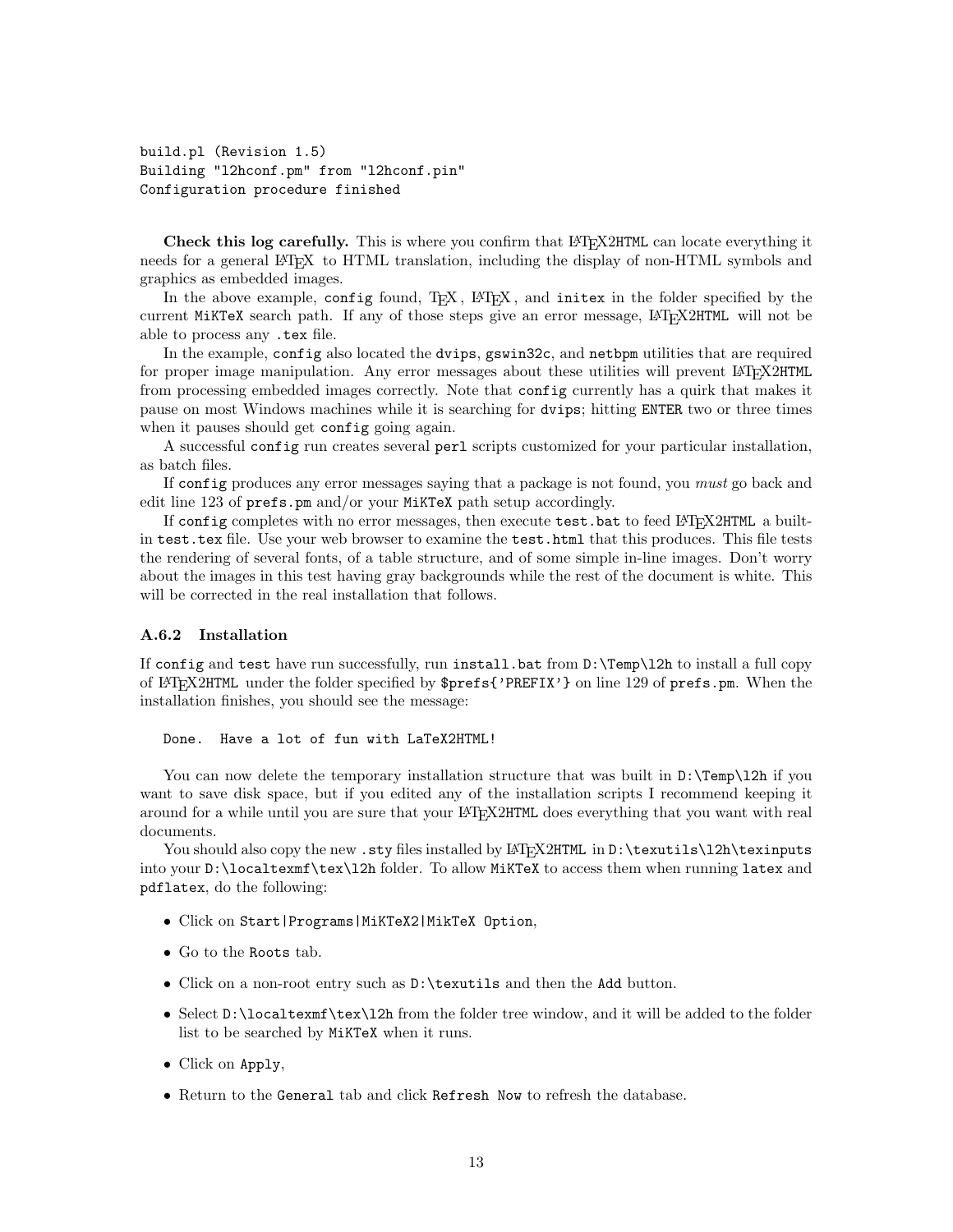```
build.pl (Revision 1.5)
Building "l2hconf.pm" from "l2hconf.pin"
Configuration procedure finished
```

**Check this log carefully.** This is where you confirm that LaTeX2HTML can locate everything it needs for a general LaTeX to HTML translation, including the display of non-HTML symbols and graphics as embedded images.

In the above example, `config` found, TeX, LaTeX, and `initex` in the folder specified by the current `MiKTeX` search path. If any of those steps give an error message, LaTeX2HTML will not be able to process any `.tex` file.

In the example, `config` also located the `dvips`, `gswin32c`, and `netbpm` utilities that are required for proper image manipulation. Any error messages about these utilities will prevent LaTeX2HTML from processing embedded images correctly. Note that `config` currently has a quirk that makes it pause on most Windows machines while it is searching for `dvips`; hitting `ENTER` two or three times when it pauses should get `config` going again.

A successful `config` run creates several `perl` scripts customized for your particular installation, as batch files.

If `config` produces any error messages saying that a package is not found, you *must* go back and edit line 123 of `prefs.pm` and/or your `MiKTeX` path setup accordingly.

If `config` completes with no error messages, then execute `test.bat` to feed LaTeX2HTML a built-in `test.tex` file. Use your web browser to examine the `test.html` that this produces. This file tests the rendering of several fonts, of a table structure, and of some simple in-line images. Don't worry about the images in this test having gray backgrounds while the rest of the document is white. This will be corrected in the real installation that follows.

### A.6.2 Installation

If `config` and `test` have run successfully, run `install.bat` from `D:\Temp\l2h` to install a full copy of LaTeX2HTML under the folder specified by `$prefs{'PREFIX'}` on line 129 of `prefs.pm`. When the installation finishes, you should see the message:

```
Done.  Have a lot of fun with LaTeX2HTML!
```

You can now delete the temporary installation structure that was built in `D:\Temp\l2h` if you want to save disk space, but if you edited any of the installation scripts I recommend keeping it around for a while until you are sure that your LaTeX2HTML does everything that you want with real documents.

You should also copy the new `.sty` files installed by LaTeX2HTML in `D:\texutils\l2h\texinputs` into your `D:\localtexmf\tex\l2h` folder. To allow `MiKTeX` to access them when running `latex` and `pdflatex`, do the following:

- Click on `Start|Programs|MiKTeX2|MikTeX Option`,
- Go to the `Roots` tab.
- Click on a non-root entry such as `D:\texutils` and then the `Add` button.
- Select `D:\localtexmf\tex\l2h` from the folder tree window, and it will be added to the folder list to be searched by `MiKTeX` when it runs.
- Click on `Apply`,
- Return to the `General` tab and click `Refresh Now` to refresh the database.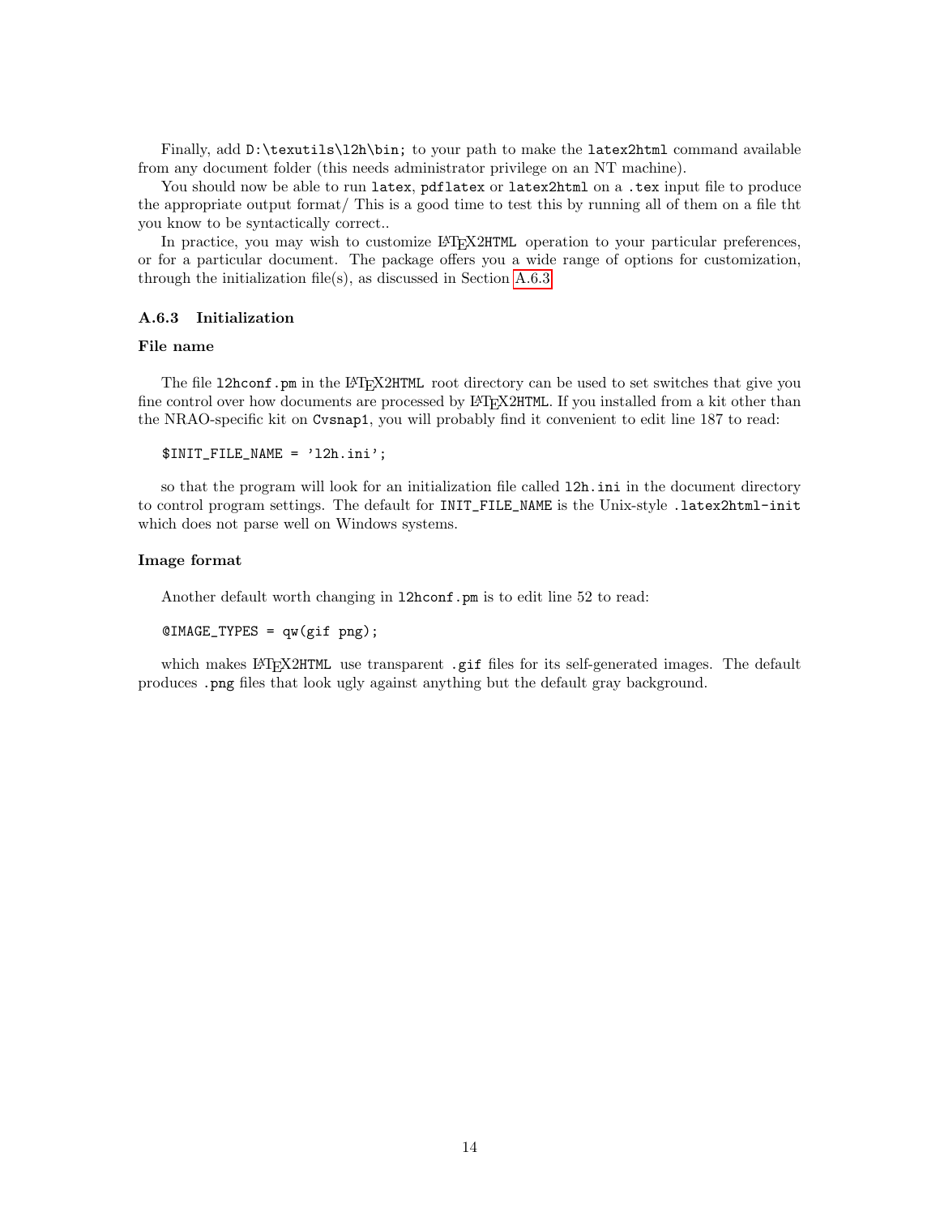Finally, add `D:\texutils\l2h\bin;` to your path to make the `latex2html` command available from any document folder (this needs administrator privilege on an NT machine).

You should now be able to run `latex`, `pdflatex` or `latex2html` on a `.tex` input file to produce the appropriate output format/ This is a good time to test this by running all of them on a file tht you know to be syntactically correct..

In practice, you may wish to customize LaTeX2HTML operation to your particular preferences, or for a particular document. The package offers you a wide range of options for customization, through the initialization file(s), as discussed in Section A.6.3.

### A.6.3 Initialization

#### File name

The file `l2hconf.pm` in the LaTeX2HTML root directory can be used to set switches that give you fine control over how documents are processed by LaTeX2HTML. If you installed from a kit other than the NRAO-specific kit on `Cvsnap1`, you will probably find it convenient to edit line 187 to read:

```
$INIT_FILE_NAME = 'l2h.ini';
```

so that the program will look for an initialization file called `l2h.ini` in the document directory to control program settings. The default for `INIT_FILE_NAME` is the Unix-style `.latex2html-init` which does not parse well on Windows systems.

#### Image format

Another default worth changing in `l2hconf.pm` is to edit line 52 to read:

```
@IMAGE_TYPES = qw(gif png);
```

which makes LaTeX2HTML use transparent `.gif` files for its self-generated images. The default produces `.png` files that look ugly against anything but the default gray background.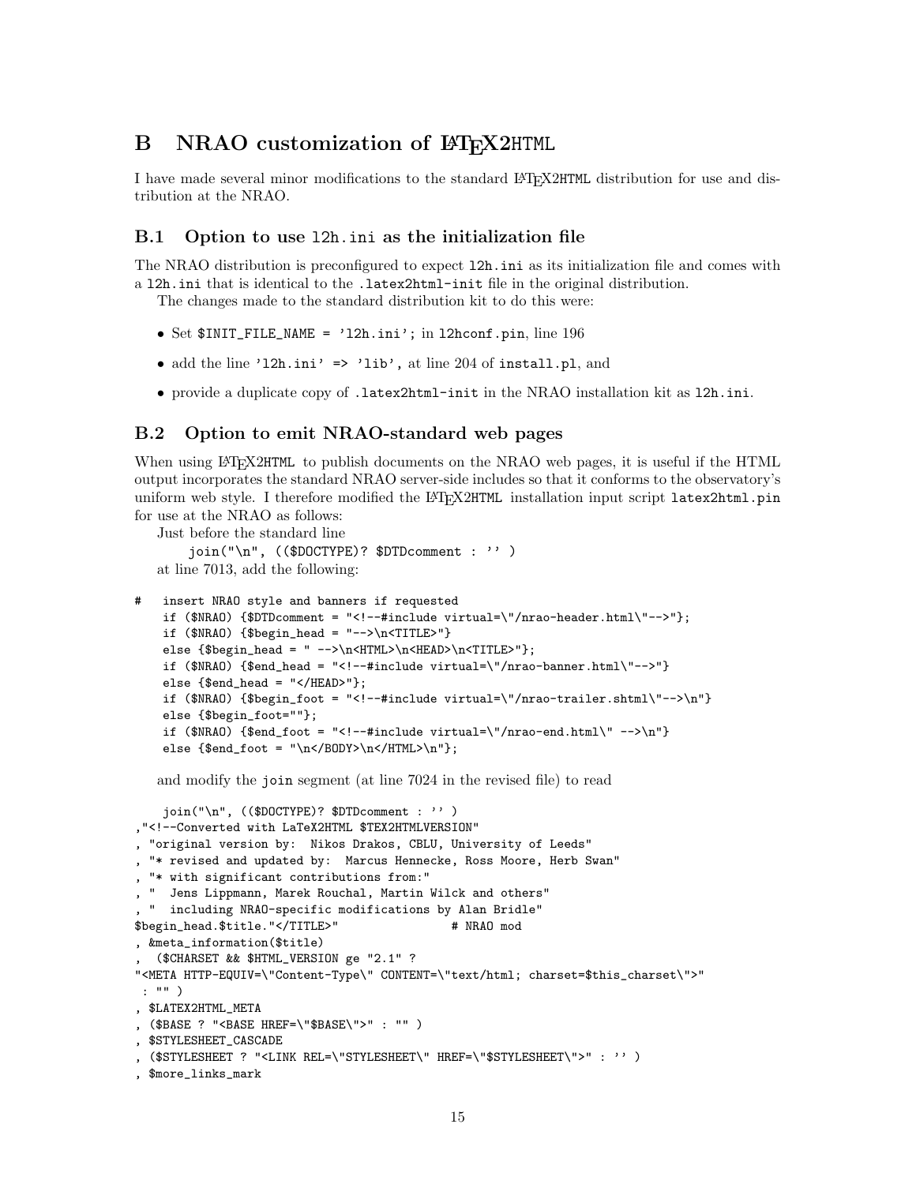# B NRAO customization of LaTeX2HTML

I have made several minor modifications to the standard LaTeX2HTML distribution for use and distribution at the NRAO.

## B.1 Option to use l2h.ini as the initialization file

The NRAO distribution is preconfigured to expect `l2h.ini` as its initialization file and comes with a `l2h.ini` that is identical to the `.latex2html-init` file in the original distribution.

The changes made to the standard distribution kit to do this were:

- Set `$INIT_FILE_NAME = 'l2h.ini';` in `l2hconf.pin`, line 196
- add the line `'l2h.ini' => 'lib',` at line 204 of `install.pl`, and
- provide a duplicate copy of `.latex2html-init` in the NRAO installation kit as `l2h.ini`.

## B.2 Option to emit NRAO-standard web pages

When using LaTeX2HTML to publish documents on the NRAO web pages, it is useful if the HTML output incorporates the standard NRAO server-side includes so that it conforms to the observatory's uniform web style. I therefore modified the LaTeX2HTML installation input script `latex2html.pin` for use at the NRAO as follows:

Just before the standard line

`join("\n", (($DOCTYPE)? $DTDcomment : '' )`

at line 7013, add the following:

```
#   insert NRAO style and banners if requested
    if ($NRAO) {$DTDcomment = "<!--#include virtual=\"/nrao-header.html\"-->"};
    if ($NRAO) {$begin_head = "-->\n<TITLE>"}
    else {$begin_head = " -->\n<HTML>\n<HEAD>\n<TITLE>"};
    if ($NRAO) {$end_head = "<!--#include virtual=\"/nrao-banner.html\"-->"}
    else {$end_head = "</HEAD>"};
    if ($NRAO) {$begin_foot = "<!--#include virtual=\"/nrao-trailer.shtml\"-->\n"}
    else {$begin_foot=""};
    if ($NRAO) {$end_foot = "<!--#include virtual=\"/nrao-end.html\" -->\n"}
    else {$end_foot = "\n</BODY>\n</HTML>\n"};
```

and modify the `join` segment (at line 7024 in the revised file) to read

```
    join("\n", (($DOCTYPE)? $DTDcomment : '' )
,"<!--Converted with LaTeX2HTML $TEX2HTMLVERSION"
, "original version by:  Nikos Drakos, CBLU, University of Leeds"
, "* revised and updated by:  Marcus Hennecke, Ross Moore, Herb Swan"
, "* with significant contributions from:"
, "  Jens Lippmann, Marek Rouchal, Martin Wilck and others"
, "  including NRAO-specific modifications by Alan Bridle"
$begin_head.$title."</TITLE>"                # NRAO mod
, &meta_information($title)
,  ($CHARSET && $HTML_VERSION ge "2.1" ?
"<META HTTP-EQUIV=\"Content-Type\" CONTENT=\"text/html; charset=$this_charset\">"
 : "" )
, $LATEX2HTML_META
, ($BASE ? "<BASE HREF=\"$BASE\">" : "" )
, $STYLESHEET_CASCADE
, ($STYLESHEET ? "<LINK REL=\"STYLESHEET\" HREF=\"$STYLESHEET\">" : '' )
, $more_links_mark
```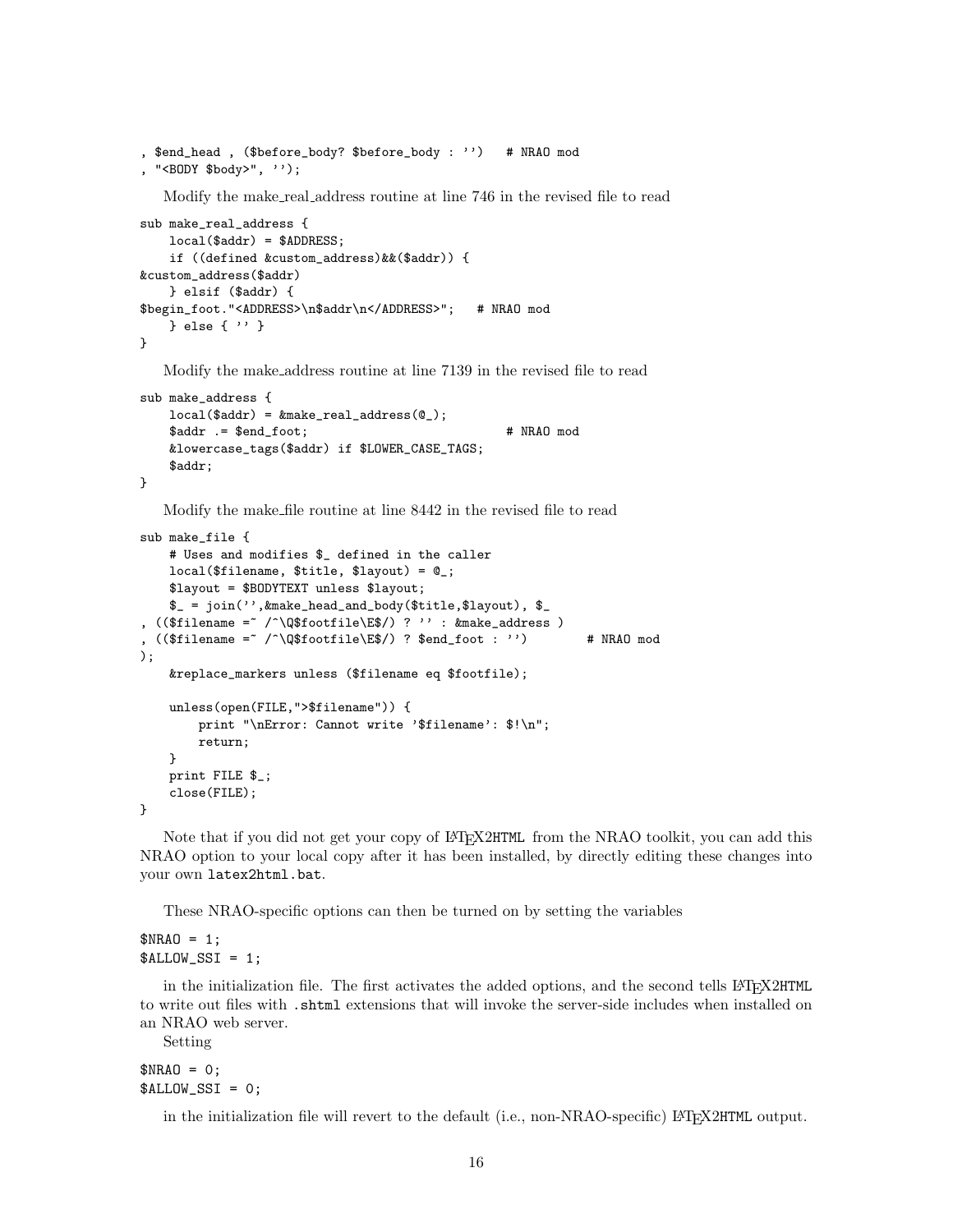```
, $end_head , ($before_body? $before_body : '')   # NRAO mod
, "<BODY $body>", '');
```

Modify the make_real_address routine at line 746 in the revised file to read

```
sub make_real_address {
    local($addr) = $ADDRESS;
    if ((defined &custom_address)&&($addr)) {
&custom_address($addr)
    } elsif ($addr) {
$begin_foot."<ADDRESS>\n$addr\n</ADDRESS>";   # NRAO mod
    } else { '' }
}
```

Modify the make_address routine at line 7139 in the revised file to read

```
sub make_address {
    local($addr) = &make_real_address(@_);
    $addr .= $end_foot;                          # NRAO mod
    &lowercase_tags($addr) if $LOWER_CASE_TAGS;
    $addr;
}
```

Modify the make_file routine at line 8442 in the revised file to read

```
sub make_file {
    # Uses and modifies $_ defined in the caller
    local($filename, $title, $layout) = @_;
    $layout = $BODYTEXT unless $layout;
    $_ = join('',&make_head_and_body($title,$layout), $_
, (($filename =~ /^\Q$footfile\E$/) ? '' : &make_address )
, (($filename =~ /^\Q$footfile\E$/) ? $end_foot : '')        # NRAO mod
);
    &replace_markers unless ($filename eq $footfile);

    unless(open(FILE,">$filename")) {
        print "\nError: Cannot write '$filename': $!\n";
        return;
    }
    print FILE $_;
    close(FILE);
}
```

Note that if you did not get your copy of LaTeX2HTML from the NRAO toolkit, you can add this NRAO option to your local copy after it has been installed, by directly editing these changes into your own `latex2html.bat`.

These NRAO-specific options can then be turned on by setting the variables

```
$NRAO = 1;
$ALLOW_SSI = 1;
```

in the initialization file. The first activates the added options, and the second tells LaTeX2HTML to write out files with `.shtml` extensions that will invoke the server-side includes when installed on an NRAO web server.

Setting

```
$NRAO = 0;
$ALLOW_SSI = 0;
```

in the initialization file will revert to the default (i.e., non-NRAO-specific) LaTeX2HTML output.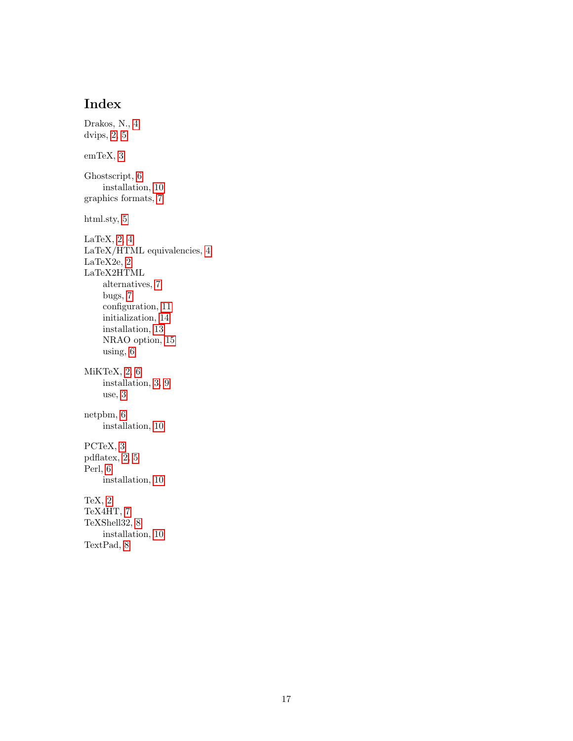# Index

Drakos, N., 4
dvips, 2, 5

emTeX, 3

Ghostscript, 6
    installation, 10
graphics formats, 7

html.sty, 5

LaTeX, 2, 4
LaTeX/HTML equivalencies, 4
LaTeX2e, 2
LaTeX2HTML
    alternatives, 7
    bugs, 7
    configuration, 11
    initialization, 14
    installation, 13
    NRAO option, 15
    using, 6

MiKTeX, 2, 6
    installation, 3, 9
    use, 3

netpbm, 6
    installation, 10

PCTeX, 3
pdflatex, 2, 5
Perl, 6
    installation, 10

TeX, 2
TeX4HT, 7
TeXShell32, 8
    installation, 10
TextPad, 8